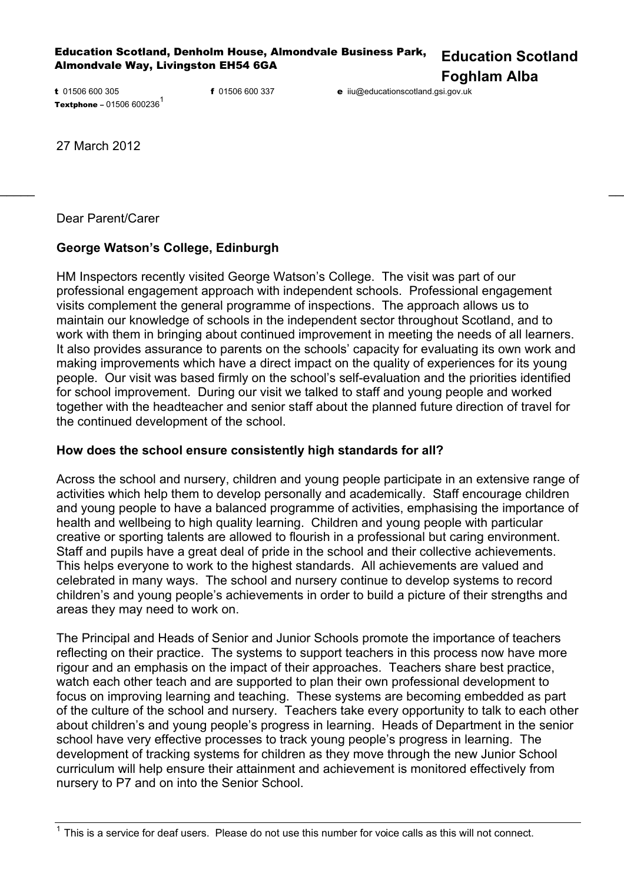Education Scotland, Denholm House, Almondvale Business Park, Almondvale Way, Livingston EH54 6GA

**Education Scotland**
**Foghlam Alba**

**t** 01506 600 305 **f** 01506 600 337 **e** iiu@educationscotland.gsi.gov.uk
**Textphone** – 01506 600236[1]

27 March 2012

Dear Parent/Carer

**George Watson's College, Edinburgh**

HM Inspectors recently visited George Watson's College. The visit was part of our professional engagement approach with independent schools. Professional engagement visits complement the general programme of inspections. The approach allows us to maintain our knowledge of schools in the independent sector throughout Scotland, and to work with them in bringing about continued improvement in meeting the needs of all learners. It also provides assurance to parents on the schools' capacity for evaluating its own work and making improvements which have a direct impact on the quality of experiences for its young people. Our visit was based firmly on the school's self-evaluation and the priorities identified for school improvement. During our visit we talked to staff and young people and worked together with the headteacher and senior staff about the planned future direction of travel for the continued development of the school.

**How does the school ensure consistently high standards for all?**

Across the school and nursery, children and young people participate in an extensive range of activities which help them to develop personally and academically. Staff encourage children and young people to have a balanced programme of activities, emphasising the importance of health and wellbeing to high quality learning. Children and young people with particular creative or sporting talents are allowed to flourish in a professional but caring environment. Staff and pupils have a great deal of pride in the school and their collective achievements. This helps everyone to work to the highest standards. All achievements are valued and celebrated in many ways. The school and nursery continue to develop systems to record children's and young people's achievements in order to build a picture of their strengths and areas they may need to work on.

The Principal and Heads of Senior and Junior Schools promote the importance of teachers reflecting on their practice. The systems to support teachers in this process now have more rigour and an emphasis on the impact of their approaches. Teachers share best practice, watch each other teach and are supported to plan their own professional development to focus on improving learning and teaching. These systems are becoming embedded as part of the culture of the school and nursery. Teachers take every opportunity to talk to each other about children's and young people's progress in learning. Heads of Department in the senior school have very effective processes to track young people's progress in learning. The development of tracking systems for children as they move through the new Junior School curriculum will help ensure their attainment and achievement is monitored effectively from nursery to P7 and on into the Senior School.

[1] This is a service for deaf users. Please do not use this number for voice calls as this will not connect.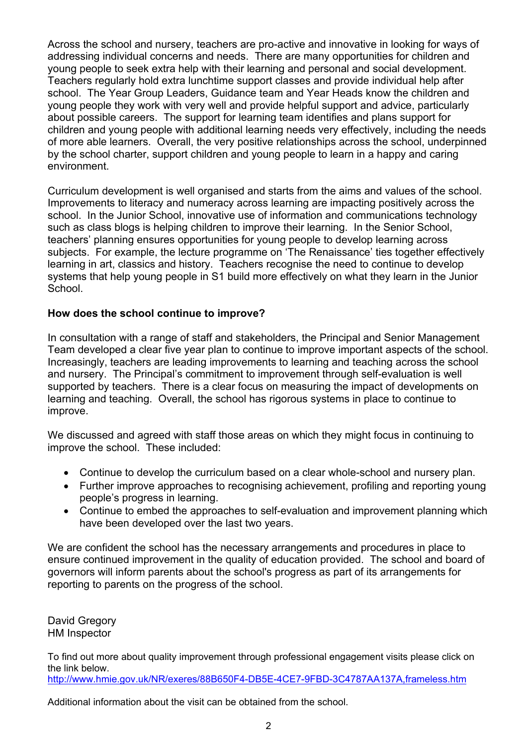Across the school and nursery, teachers are pro-active and innovative in looking for ways of addressing individual concerns and needs. There are many opportunities for children and young people to seek extra help with their learning and personal and social development. Teachers regularly hold extra lunchtime support classes and provide individual help after school. The Year Group Leaders, Guidance team and Year Heads know the children and young people they work with very well and provide helpful support and advice, particularly about possible careers. The support for learning team identifies and plans support for children and young people with additional learning needs very effectively, including the needs of more able learners. Overall, the very positive relationships across the school, underpinned by the school charter, support children and young people to learn in a happy and caring environment.

Curriculum development is well organised and starts from the aims and values of the school. Improvements to literacy and numeracy across learning are impacting positively across the school. In the Junior School, innovative use of information and communications technology such as class blogs is helping children to improve their learning. In the Senior School, teachers' planning ensures opportunities for young people to develop learning across subjects. For example, the lecture programme on 'The Renaissance' ties together effectively learning in art, classics and history. Teachers recognise the need to continue to develop systems that help young people in S1 build more effectively on what they learn in the Junior School.

### How does the school continue to improve?

In consultation with a range of staff and stakeholders, the Principal and Senior Management Team developed a clear five year plan to continue to improve important aspects of the school. Increasingly, teachers are leading improvements to learning and teaching across the school and nursery. The Principal's commitment to improvement through self-evaluation is well supported by teachers. There is a clear focus on measuring the impact of developments on learning and teaching. Overall, the school has rigorous systems in place to continue to improve.

We discussed and agreed with staff those areas on which they might focus in continuing to improve the school. These included:

- Continue to develop the curriculum based on a clear whole-school and nursery plan.
- Further improve approaches to recognising achievement, profiling and reporting young people's progress in learning.
- Continue to embed the approaches to self-evaluation and improvement planning which have been developed over the last two years.

We are confident the school has the necessary arrangements and procedures in place to ensure continued improvement in the quality of education provided. The school and board of governors will inform parents about the school's progress as part of its arrangements for reporting to parents on the progress of the school.

David Gregory
HM Inspector

To find out more about quality improvement through professional engagement visits please click on the link below.
http://www.hmie.gov.uk/NR/exeres/88B650F4-DB5E-4CE7-9FBD-3C4787AA137A,frameless.htm

Additional information about the visit can be obtained from the school.